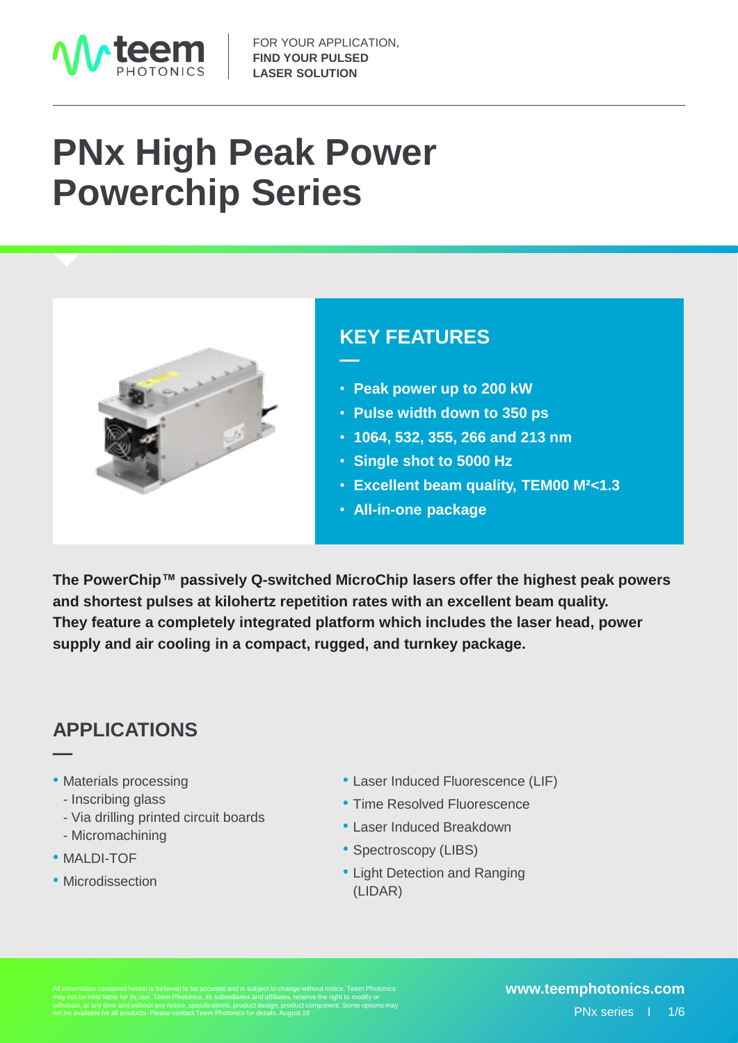FOR YOUR APPLICATION,
**FIND YOUR PULSED LASER SOLUTION**

# PNx High Peak Power Powerchip Series

## KEY FEATURES

- **Peak power up to 200 kW**
- **Pulse width down to 350 ps**
- **1064, 532, 355, 266 and 213 nm**
- **Single shot to 5000 Hz**
- **Excellent beam quality, TEM00 M²<1.3**
- **All-in-one package**

**The PowerChip™ passively Q-switched MicroChip lasers offer the highest peak powers and shortest pulses at kilohertz repetition rates with an excellent beam quality. They feature a completely integrated platform which includes the laser head, power supply and air cooling in a compact, rugged, and turnkey package.**

## APPLICATIONS

- Materials processing
  - Inscribing glass
  - Via drilling printed circuit boards
  - Micromachining
- MALDI-TOF
- Microdissection
- Laser Induced Fluorescence (LIF)
- Time Resolved Fluorescence
- Laser Induced Breakdown
- Spectroscopy (LIBS)
- Light Detection and Ranging (LIDAR)

All information contained herein is believed to be accurate and is subject to change without notice. Teem Photonics may not be held liable for its use. Teem Photonics, its subsidiaries and affiliates, reserve the right to modify or withdraw, at any time and without any notice, specifications, product design, product component. Some options may not be available for all products. Please contact Teem Photonics for details. August 18

www.teemphotonics.com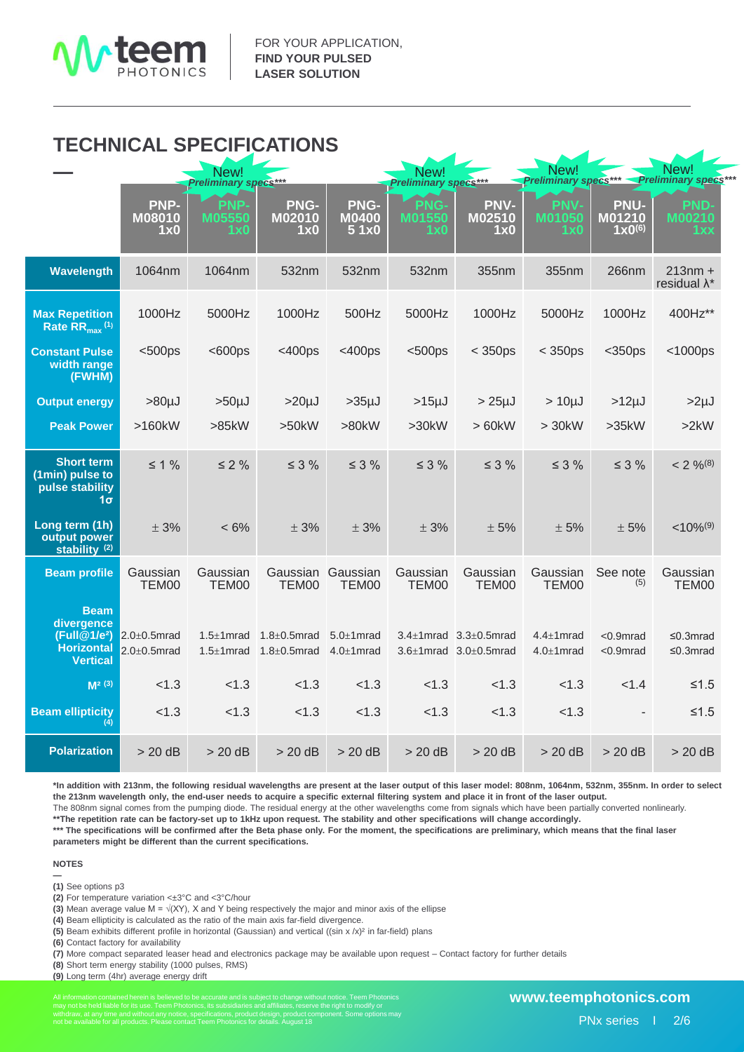FOR YOUR APPLICATION,
**FIND YOUR PULSED LASER SOLUTION**

# TECHNICAL SPECIFICATIONS

| | PNP-M08010 1x0 | PNP-M05550 1x0 (New! Preliminary specs***) | PNG-M02010 1x0 | PNG-M0400 5 1x0 | PNG-M01550 1x0 (New! Preliminary specs***) | PNV-M02510 1x0 | PNV-M01050 1x0 (New! Preliminary specs***) | PNU-M01210 1x0(6) | PND-M00210 1xx (New! Preliminary specs***) |
|---|---|---|---|---|---|---|---|---|---|
| **Wavelength** | 1064nm | 1064nm | 532nm | 532nm | 532nm | 355nm | 355nm | 266nm | 213nm + residual λ* |
| **Max Repetition Rate $RR_{max}$ (1)** | 1000Hz | 5000Hz | 1000Hz | 500Hz | 5000Hz | 1000Hz | 5000Hz | 1000Hz | 400Hz** |
| **Constant Pulse width range (FWHM)** | <500ps | <600ps | <400ps | <400ps | <500ps | < 350ps | < 350ps | <350ps | <1000ps |
| **Output energy** | >80µJ | >50µJ | >20µJ | >35µJ | >15µJ | > 25µJ | > 10µJ | >12µJ | >2µJ |
| **Peak Power** | >160kW | >85kW | >50kW | >80kW | >30kW | > 60kW | > 30kW | >35kW | >2kW |
| **Short term (1min) pulse to pulse stability 1σ** | ≤ 1 % | ≤ 2 % | ≤ 3 % | ≤ 3 % | ≤ 3 % | ≤ 3 % | ≤ 3 % | ≤ 3 % | < 2 %(8) |
| **Long term (1h) output power stability (2)** | ± 3% | < 6% | ± 3% | ± 3% | ± 3% | ± 5% | ± 5% | ± 5% | <10%(9) |
| **Beam profile** | Gaussian TEM00 | Gaussian TEM00 | Gaussian TEM00 | Gaussian TEM00 | Gaussian TEM00 | Gaussian TEM00 | Gaussian TEM00 | See note (5) | Gaussian TEM00 |
| **Beam divergence (Full@1/e²) Horizontal** | 2.0±0.5mrad | 1.5±1mrad | 1.8±0.5mrad | 5.0±1mrad | 3.4±1mrad | 3.3±0.5mrad | 4.4±1mrad | <0.9mrad | ≤0.3mrad |
| **Beam divergence (Full@1/e²) Vertical** | 2.0±0.5mrad | 1.5±1mrad | 1.8±0.5mrad | 4.0±1mrad | 3.6±1mrad | 3.0±0.5mrad | 4.0±1mrad | <0.9mrad | ≤0.3mrad |
| **$M^2$ (3)** | <1.3 | <1.3 | <1.3 | <1.3 | <1.3 | <1.3 | <1.3 | <1.4 | ≤1.5 |
| **Beam ellipticity (4)** | <1.3 | <1.3 | <1.3 | <1.3 | <1.3 | <1.3 | <1.3 | - | ≤1.5 |
| **Polarization** | > 20 dB | > 20 dB | > 20 dB | > 20 dB | > 20 dB | > 20 dB | > 20 dB | > 20 dB | > 20 dB |

**\*In addition with 213nm, the following residual wavelengths are present at the laser output of this laser model: 808nm, 1064nm, 532nm, 355nm. In order to select the 213nm wavelength only, the end-user needs to acquire a specific external filtering system and place it in front of the laser output.**
The 808nm signal comes from the pumping diode. The residual energy at the other wavelengths come from signals which have been partially converted nonlinearly.
**\*\*The repetition rate can be factory-set up to 1kHz upon request. The stability and other specifications will change accordingly.**
**\*\*\* The specifications will be confirmed after the Beta phase only. For the moment, the specifications are preliminary, which means that the final laser parameters might be different than the current specifications.**

**NOTES**

**(1)** See options p3
**(2)** For temperature variation <±3°C and <3°C/hour
**(3)** Mean average value $M = \sqrt{(XY)}$, X and Y being respectively the major and minor axis of the ellipse
**(4)** Beam ellipticity is calculated as the ratio of the main axis far-field divergence.
**(5)** Beam exhibits different profile in horizontal (Gaussian) and vertical ($(\sin x / x)^2$ in far-field) plans
**(6)** Contact factory for availability
**(7)** More compact separated leaser head and electronics package may be available upon request – Contact factory for further details
**(8)** Short term energy stability (1000 pulses, RMS)
**(9)** Long term (4hr) average energy drift

All information contained herein is believed to be accurate and is subject to change without notice. Teem Photonics may not be held liable for its use. Teem Photonics, its subsidiaries and affiliates, reserve the right to modify or withdraw, at any time and without any notice, specifications, product design, product component. Some options may not be available for all products. Please contact Teem Photonics for details. August 18

www.teemphotonics.com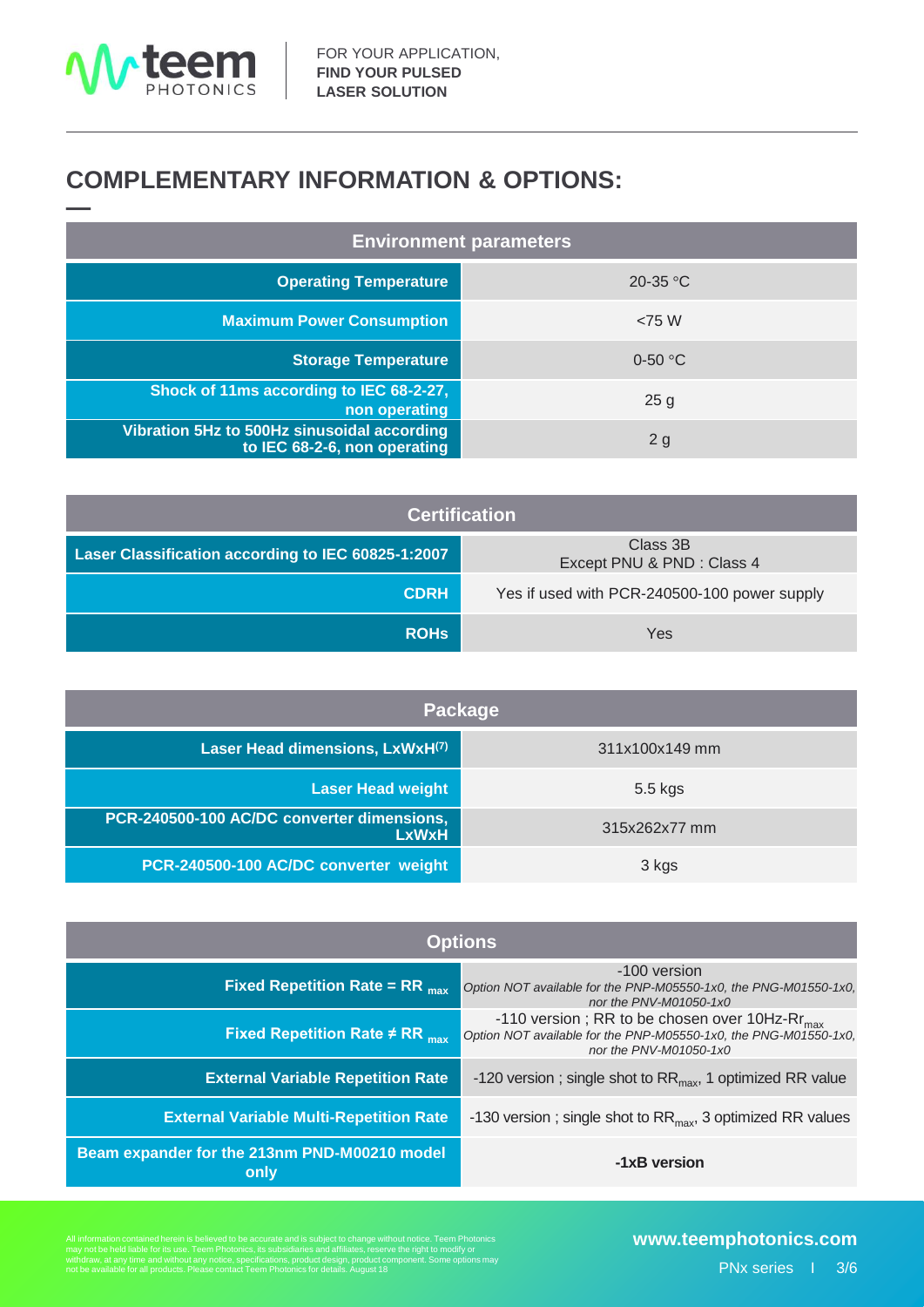## COMPLEMENTARY INFORMATION & OPTIONS:

| Environment parameters | |
|---|---|
| **Operating Temperature** | 20-35 °C |
| **Maximum Power Consumption** | <75 W |
| **Storage Temperature** | 0-50 °C |
| **Shock of 11ms according to IEC 68-2-27, non operating** | 25 g |
| **Vibration 5Hz to 500Hz sinusoidal according to IEC 68-2-6, non operating** | 2 g |

| Certification | |
|---|---|
| **Laser Classification according to IEC 60825-1:2007** | Class 3B<br>Except PNU & PND : Class 4 |
| **CDRH** | Yes if used with PCR-240500-100 power supply |
| **ROHs** | Yes |

| Package | |
|---|---|
| **Laser Head dimensions, LxWxH(7)** | 311x100x149 mm |
| **Laser Head weight** | 5.5 kgs |
| **PCR-240500-100 AC/DC converter dimensions, LxWxH** | 315x262x77 mm |
| **PCR-240500-100 AC/DC converter weight** | 3 kgs |

| Options | |
|---|---|
| **Fixed Repetition Rate = $RR_{max}$** | -100 version<br>*Option NOT available for the PNP-M05550-1x0, the PNG-M01550-1x0, nor the PNV-M01050-1x0* |
| **Fixed Repetition Rate ≠ $RR_{max}$** | -110 version ; RR to be chosen over 10Hz-$Rr_{max}$<br>*Option NOT available for the PNP-M05550-1x0, the PNG-M01550-1x0, nor the PNV-M01050-1x0* |
| **External Variable Repetition Rate** | -120 version ; single shot to $RR_{max}$, 1 optimized RR value |
| **External Variable Multi-Repetition Rate** | -130 version ; single shot to $RR_{max}$, 3 optimized RR values |
| **Beam expander for the 213nm PND-M00210 model only** | **-1xB version** |

All information contained herein is believed to be accurate and is subject to change without notice. Teem Photonics may not be held liable for its use. Teem Photonics, its subsidiaries and affiliates, reserve the right to modify or withdraw, at any time and without any notice, specifications, product design, product component. Some options may not be available for all products. Please contact Teem Photonics for details. August 18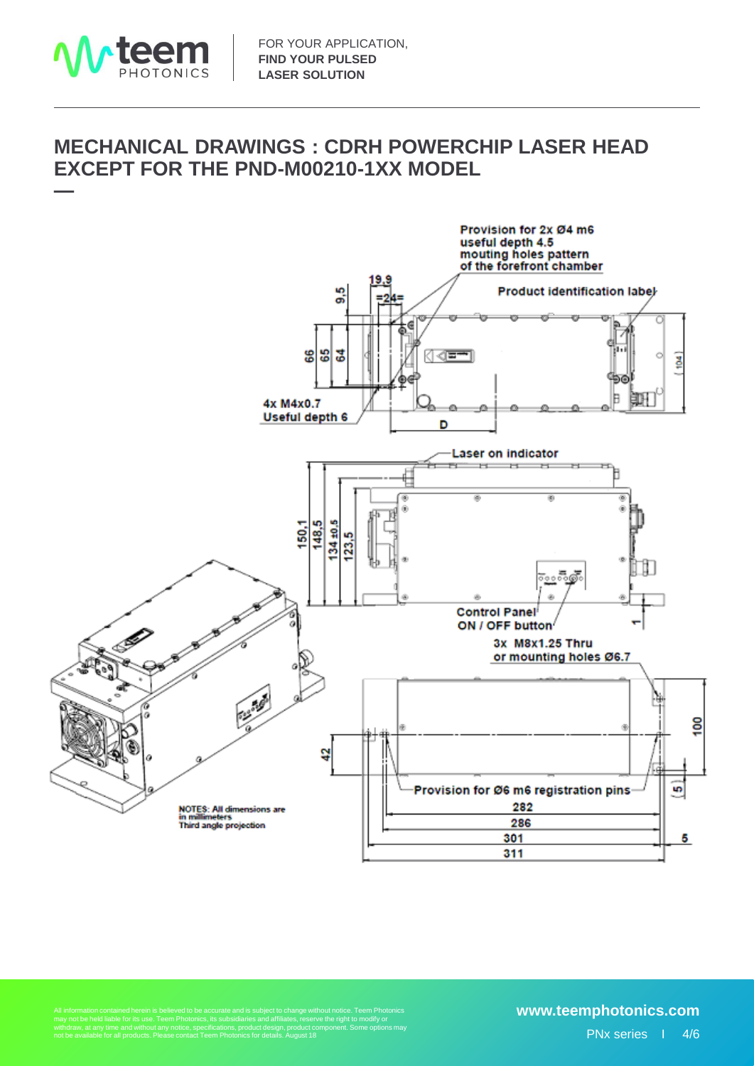# MECHANICAL DRAWINGS : CDRH POWERCHIP LASER HEAD EXCEPT FOR THE PND-M00210-1XX MODEL

Provision for 2x Ø4 m6 useful depth 4.5 mouting holes pattern of the forefront chamber

Product identification label

4x M4x0.7 Useful depth 6

Laser on indicator

Control Panel

ON / OFF button

3x M8x1.25 Thru or mounting holes Ø6.7

Provision for Ø6 m6 registration pins

NOTES: All dimensions are in millimeters

Third angle projection

All information contained herein is believed to be accurate and is subject to change without notice. Teem Photonics may not be held liable for its use. Teem Photonics, its subsidiaries and affiliates, reserve the right to modify or withdraw, at any time and without any notice, specifications, product design, product component. Some options may not be available for all products. Please contact Teem Photonics for details. August 18

www.teemphotonics.com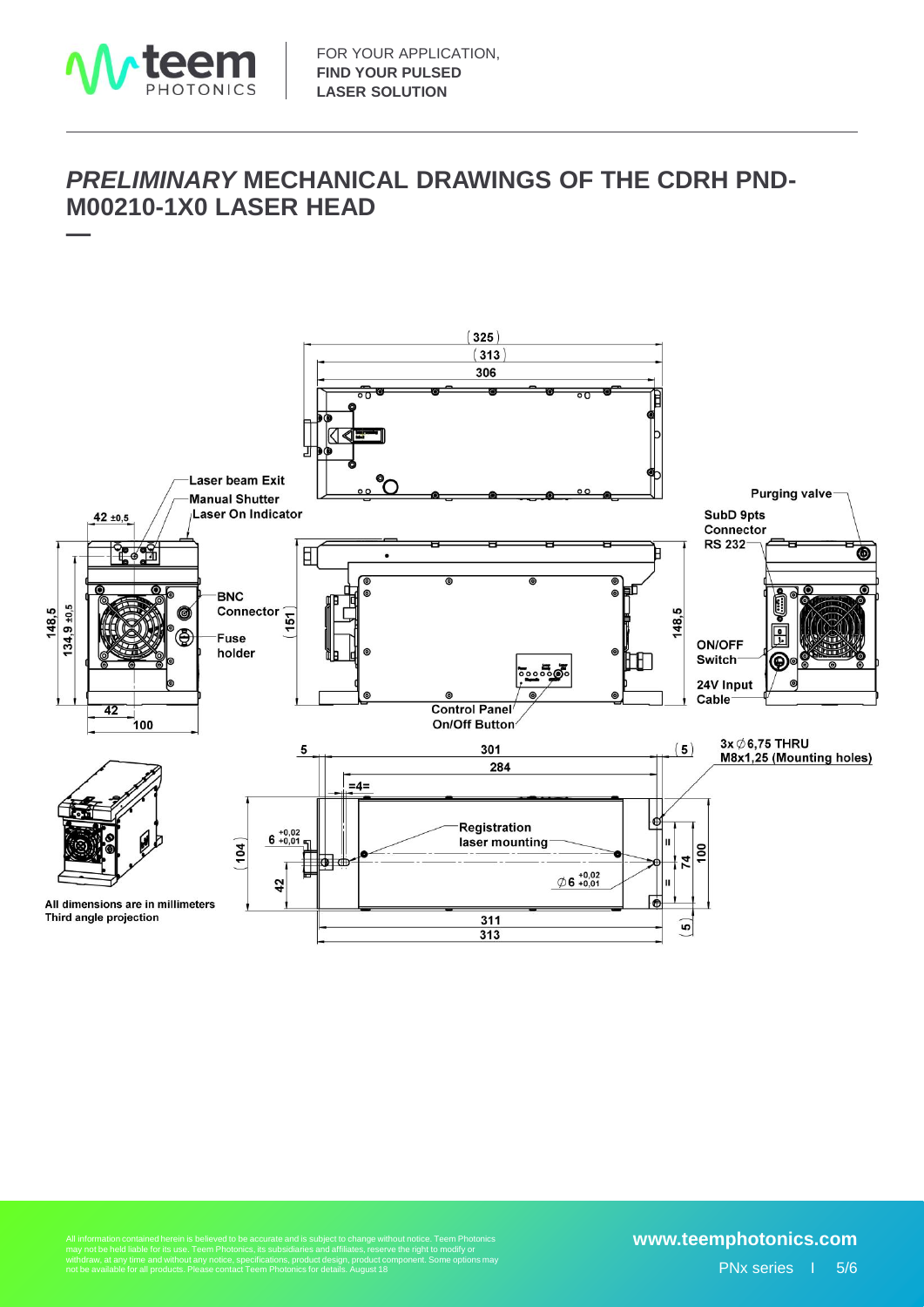# *PRELIMINARY* MECHANICAL DRAWINGS OF THE CDRH PND-M00210-1X0 LASER HEAD

(325)
(313)
306

Laser beam Exit
Manual Shutter
Laser On Indicator

Purging valve
SubD 9pts Connector RS 232

42 ±0,5

148,5
134,9 ±0,5

BNC Connector
Fuse holder

(151)

148,5

ON/OFF Switch
24V Input Cable

42
100

Control Panel
On/Off Button

5
301
(5)
284
=4=

3x ∅6,75 THRU
M8x1,25 (Mounting holes)

(104)
6 +0,02 +0,01

Registration laser mounting

∅6 +0,02 +0,01

74
100

42

311
313
(5)

All dimensions are in millimeters
Third angle projection

All information contained herein is believed to be accurate and is subject to change without notice. Teem Photonics may not be held liable for its use. Teem Photonics, its subsidiaries and affiliates, reserve the right to modify or withdraw, at any time and without any notice, specifications, product design, product component. Some options may not be available for all products. Please contact Teem Photonics for details. August 18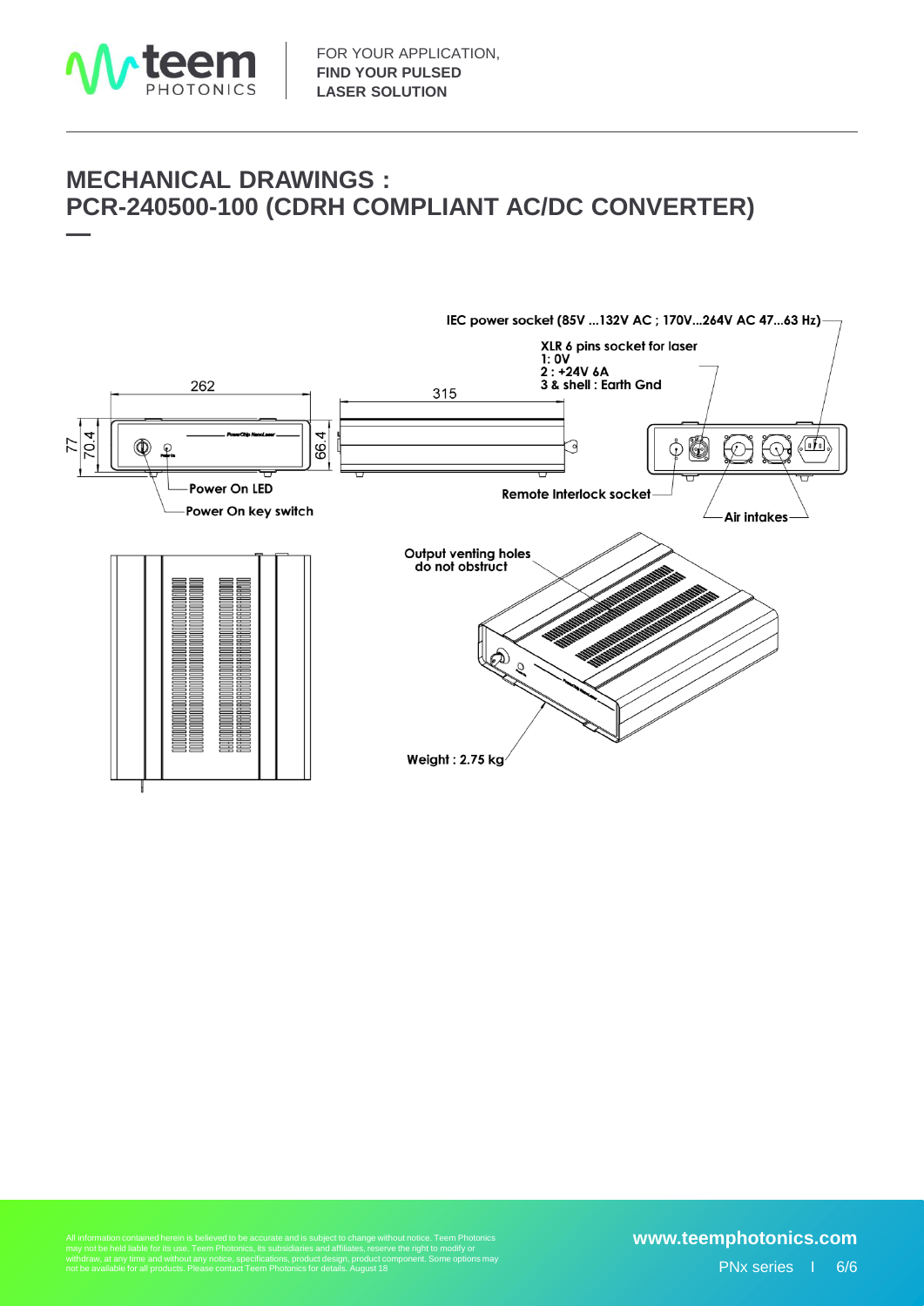# MECHANICAL DRAWINGS : PCR-240500-100 (CDRH COMPLIANT AC/DC CONVERTER)

IEC power socket (85V ...132V AC ; 170V...264V AC 47...63 Hz)

XLR 6 pins socket for laser
1: 0V
2 : +24V 6A
3 & shell : Earth Gnd

262

315

77

70.4

66.4

Power On LED

Power On key switch

Remote Interlock socket

Air intakes

Output venting holes do not obstruct

Weight : 2.75 kg

All information contained herein is believed to be accurate and is subject to change without notice. Teem Photonics may not be held liable for its use. Teem Photonics, its subsidiaries and affiliates, reserve the right to modify or withdraw, at any time and without any notice, specifications, product design, product component. Some options may not be available for all products. Please contact Teem Photonics for details. August 18

www.teemphotonics.com